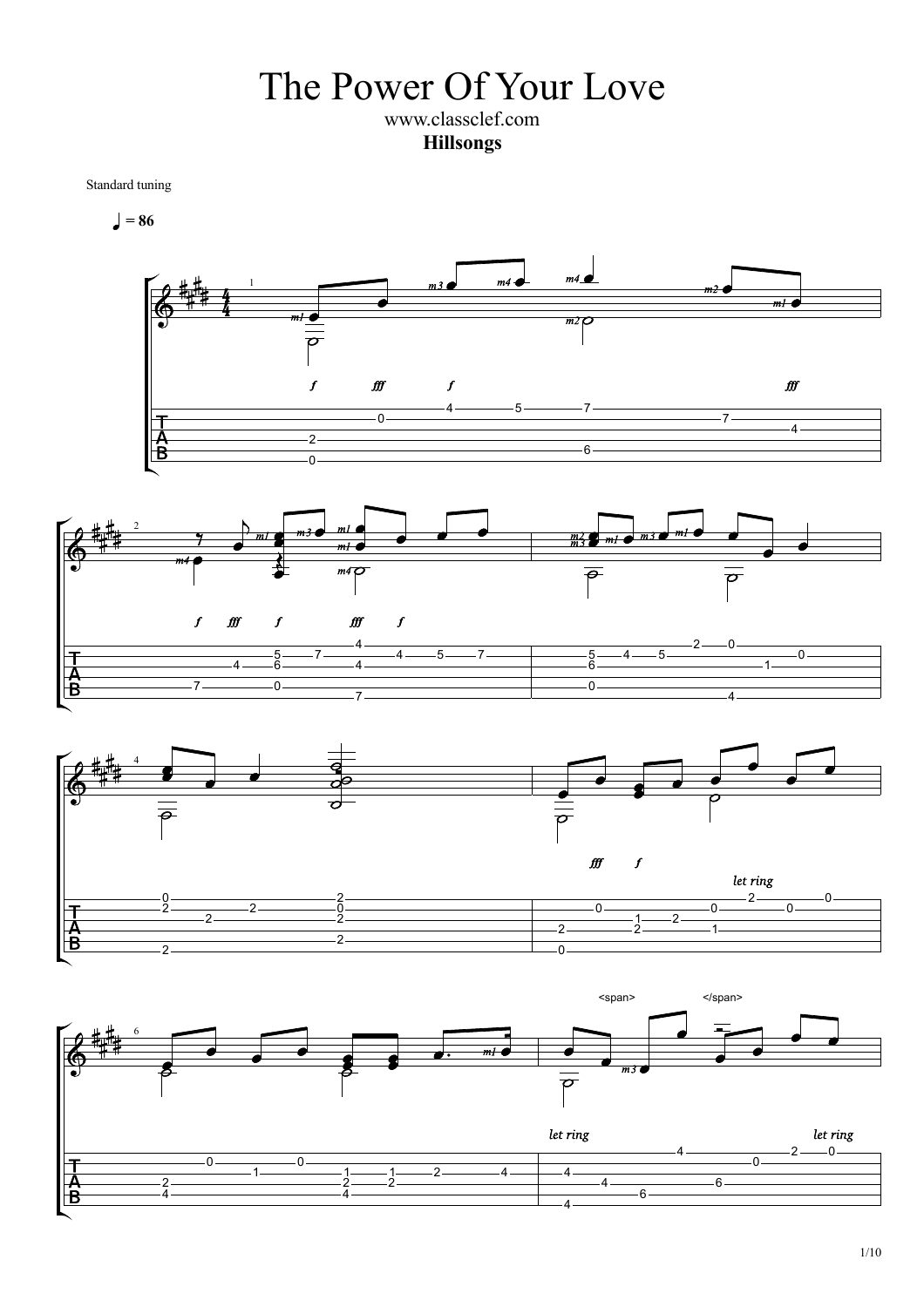# The Power Of Your Love

www.classclef.com

**Hillsongs**

Standard tuning

♩ = 86